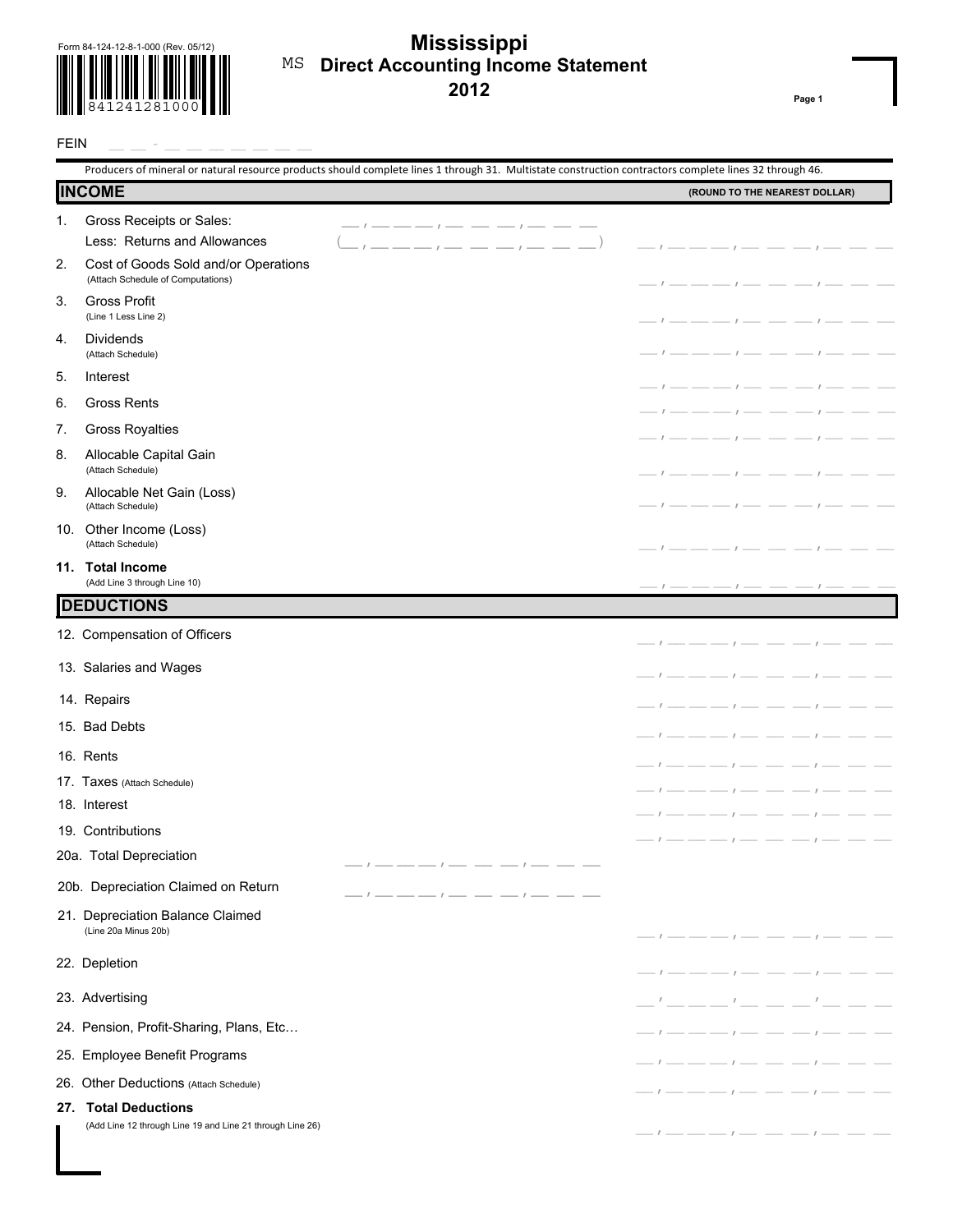Form 84-124-12-8-1-000 (Rev. 05/12)

841241281000

# Mississippi
## MS Direct Accounting Income Statement
## 2012

Page 1

FEIN __ __ - __ __ __ __ __ __ __

Producers of mineral or natural resource products should complete lines 1 through 31. Multistate construction contractors complete lines 32 through 46.

## INCOME

**(ROUND TO THE NEAREST DOLLAR)**

| Line | Description | | Amount |
|---|---|---|---|
| 1. | Gross Receipts or Sales: | | |
| | Less: Returns and Allowances | ( ) | |
| 2. | Cost of Goods Sold and/or Operations (Attach Schedule of Computations) | | |
| 3. | Gross Profit (Line 1 Less Line 2) | | |
| 4. | Dividends (Attach Schedule) | | |
| 5. | Interest | | |
| 6. | Gross Rents | | |
| 7. | Gross Royalties | | |
| 8. | Allocable Capital Gain (Attach Schedule) | | |
| 9. | Allocable Net Gain (Loss) (Attach Schedule) | | |
| 10. | Other Income (Loss) (Attach Schedule) | | |
| **11.** | **Total Income** (Add Line 3 through Line 10) | | |

## DEDUCTIONS

| Line | Description | | Amount |
|---|---|---|---|
| 12. | Compensation of Officers | | |
| 13. | Salaries and Wages | | |
| 14. | Repairs | | |
| 15. | Bad Debts | | |
| 16. | Rents | | |
| 17. | Taxes (Attach Schedule) | | |
| 18. | Interest | | |
| 19. | Contributions | | |
| 20a. | Total Depreciation | | |
| 20b. | Depreciation Claimed on Return | | |
| 21. | Depreciation Balance Claimed (Line 20a Minus 20b) | | |
| 22. | Depletion | | |
| 23. | Advertising | | |
| 24. | Pension, Profit-Sharing, Plans, Etc… | | |
| 25. | Employee Benefit Programs | | |
| 26. | Other Deductions (Attach Schedule) | | |
| **27.** | **Total Deductions** (Add Line 12 through Line 19 and Line 21 through Line 26) | | |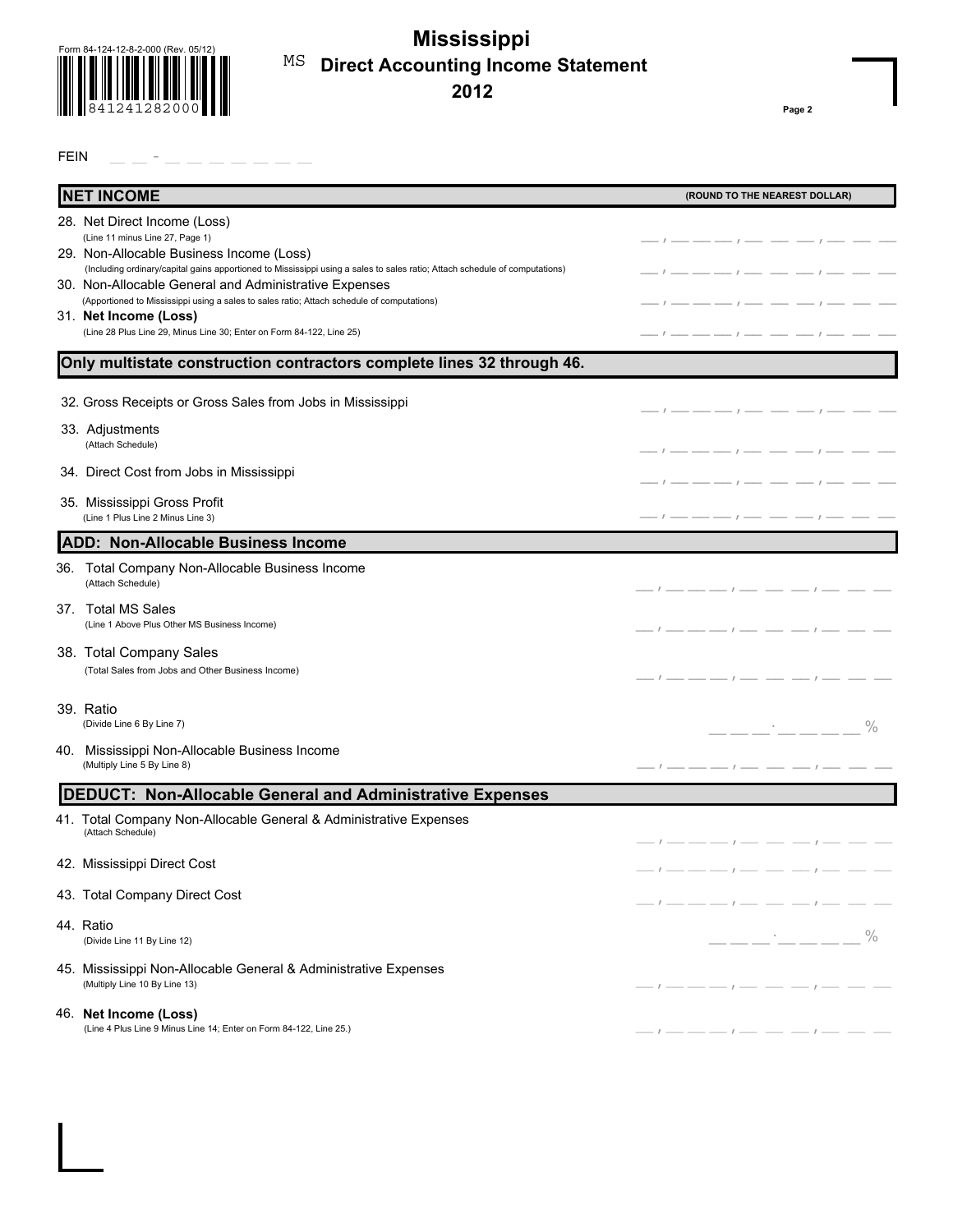Form 84-124-12-8-2-000 (Rev. 05/12)

# Mississippi

MS **Direct Accounting Income Statement**

**2012**

Page 2

FEIN \_\_ \_\_ - \_\_ \_\_ \_\_ \_\_ \_\_ \_\_ \_\_

## NET INCOME

(ROUND TO THE NEAREST DOLLAR)

28. Net Direct Income (Loss)
(Line 11 minus Line 27, Page 1)

29. Non-Allocable Business Income (Loss)
(Including ordinary/capital gains apportioned to Mississippi using a sales to sales ratio; Attach schedule of computations)

30. Non-Allocable General and Administrative Expenses
(Apportioned to Mississippi using a sales to sales ratio; Attach schedule of computations)

31. **Net Income (Loss)**
(Line 28 Plus Line 29, Minus Line 30; Enter on Form 84-122, Line 25)

## Only multistate construction contractors complete lines 32 through 46.

32. Gross Receipts or Gross Sales from Jobs in Mississippi

33. Adjustments
(Attach Schedule)

34. Direct Cost from Jobs in Mississippi

35. Mississippi Gross Profit
(Line 1 Plus Line 2 Minus Line 3)

## ADD: Non-Allocable Business Income

36. Total Company Non-Allocable Business Income
(Attach Schedule)

37. Total MS Sales
(Line 1 Above Plus Other MS Business Income)

38. Total Company Sales
(Total Sales from Jobs and Other Business Income)

39. Ratio
(Divide Line 6 By Line 7) %

40. Mississippi Non-Allocable Business Income
(Multiply Line 5 By Line 8)

## DEDUCT: Non-Allocable General and Administrative Expenses

41. Total Company Non-Allocable General & Administrative Expenses
(Attach Schedule)

42. Mississippi Direct Cost

43. Total Company Direct Cost

44. Ratio
(Divide Line 11 By Line 12) %

45. Mississippi Non-Allocable General & Administrative Expenses
(Multiply Line 10 By Line 13)

46. **Net Income (Loss)**
(Line 4 Plus Line 9 Minus Line 14; Enter on Form 84-122, Line 25.)